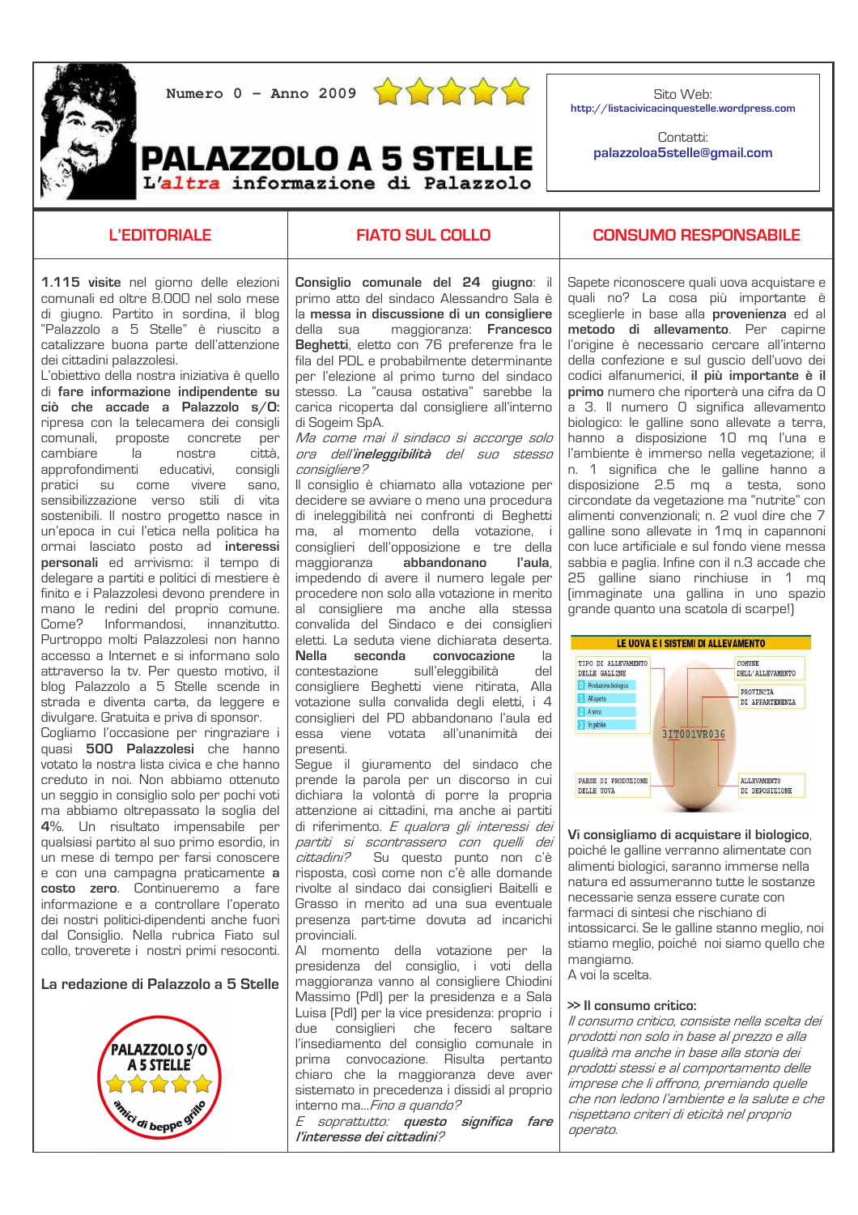Numero 0 – Anno 2009

# PALAZZOLO A 5 STELLE

L'*altra* informazione di Palazzolo

Sito Web:
http://listacivicacinquestelle.wordpress.com

Contatti:
palazzoloa5stelle@gmail.com

## L'EDITORIALE

**1.115 visite** nel giorno delle elezioni comunali ed oltre 8.000 nel solo mese di giugno. Partito in sordina, il blog "Palazzolo a 5 Stelle" è riuscito a catalizzare buona parte dell'attenzione dei cittadini palazzolesi.

L'obiettivo della nostra iniziativa è quello di **fare informazione indipendente su ciò che accade a Palazzolo s/O**: ripresa con la telecamera dei consigli comunali, proposte concrete per cambiare la nostra città, approfondimenti educativi, consigli pratici su come vivere sano, sensibilizzazione verso stili di vita sostenibili. Il nostro progetto nasce in un'epoca in cui l'etica nella politica ha ormai lasciato posto ad **interessi personali** ed arriviamo: il tempo di delegare a partiti e politici di mestiere è finito e i Palazzolesi devono prendere in mano le redini del proprio comune. Come? Informandosi, innanzitutto. Purtroppo molti Palazzolesi non hanno accesso a Internet e si informano solo attraverso la tv. Per questo motivo, il blog Palazzolo a 5 Stelle scende in strada e diventa carta, da leggere e divulgare. Gratuita e priva di sponsor.

Cogliamo l'occasione per ringraziare i quasi **500 Palazzolesi** che hanno votato la nostra lista civica e che hanno creduto in noi. Non abbiamo ottenuto un seggio in consiglio solo per pochi voti ma abbiamo oltrepassato la soglia del **4%**. Un risultato impensabile per qualsiasi partito al suo primo esordio, in un mese di tempo per farsi conoscere e con una campagna praticamente **a costo zero**. Continueremo a fare informazione e a controllare l'operato dei nostri politici-dipendenti anche fuori dal Consiglio. Nella rubrica Fiato sul collo, troverete i nostri primi resoconti.

La redazione di Palazzolo a 5 Stelle

PALAZZOLO S/O A 5 STELLE – amici di beppe grillo

## FIATO SUL COLLO

**Consiglio comunale del 24 giugno**: il primo atto del sindaco Alessandro Sala è la **messa in discussione di un consigliere** della sua maggioranza: **Francesco Beghetti**, eletto con 76 preferenze fra le fila del PDL e probabilmente determinante per l'elezione al primo turno del sindaco stesso. La "causa ostativa" sarebbe la carica ricoperta dal consigliere all'interno di Sogeim SpA.

*Ma come mai il sindaco si accorge solo ora dell'**ineleggibilità** del suo stesso consigliere?*

Il consiglio è chiamato alla votazione per decidere se avviare o meno una procedura di ineleggibilità nei confronti di Beghetti ma, al momento della votazione, i consiglieri dell'opposizione e tre della maggioranza **abbandonano l'aula**, impedendo di avere il numero legale per procedere non solo alla votazione in merito al consigliere ma anche alla stessa convalida del Sindaco e dei consiglieri eletti. La seduta viene dichiarata deserta.

**Nella seconda convocazione** la contestazione sull'eleggibilità del consigliere Beghetti viene ritirata. Alla votazione sulla convalida degli eletti, i 4 consiglieri del PD abbandonano l'aula ed essa viene votata all'unanimità dei presenti.

Segue il giuramento del sindaco che prende la parola per un discorso in cui dichiara la volontà di porre la propria attenzione ai cittadini, ma anche ai partiti di riferimento. *E qualora gli interessi dei partiti si scontrassero con quelli dei cittadini?* Su questo punto non c'è risposta, così come non c'è alle domande rivolte al sindaco dai consiglieri Baitelli e Grasso in merito ad una sua eventuale presenza part-time dovuta ad incarichi provinciali.

Al momento della votazione per la presidenza del consiglio, i voti della maggioranza vanno al consigliere Chiodini Massimo (Pdl) per la presidenza e a Sala Luisa (Pdl) per la vice presidenza: proprio i due consiglieri che fecero saltare l'insediamento del consiglio comunale in prima convocazione. Risulta pertanto chiaro che la maggioranza deve aver sistemato in precedenza i dissidi al proprio interno ma...*Fino a quando?*

*E soprattutto: **questo significa fare l'interesse dei cittadini**?*

## CONSUMO RESPONSABILE

Sapete riconoscere quali uova acquistare e quali no? La cosa più importante è sceglierle in base alla **provenienza** ed al **metodo di allevamento**. Per capirne l'origine è necessario cercare all'interno della confezione e sul guscio dell'uovo dei codici alfanumerici, **il più importante è il primo** numero che riporterà una cifra da 0 a 3. Il numero 0 significa allevamento biologico: le galline sono allevate a terra, hanno a disposizione 10 mq l'una e l'ambiente è immerso nella vegetazione; il n. 1 significa che le galline hanno a disposizione 2.5 mq a testa, sono circondate da vegetazione ma "nutrite" con alimenti convenzionali; n. 2 vuol dire che 7 galline sono allevate in 1mq in capannoni con luce artificiale e sul fondo viene messa sabbia e paglia. Infine con il n.3 accade che 25 galline siano rinchiuse in 1 mq (immaginate una gallina in uno spazio grande quanto una scatola di scarpe!)

**LE UOVA E I SISTEMI DI ALLEVAMENTO**

3IT001VR036

- TIPO DI ALLEVAMENTO DELLE GALLINE: 0 Produzione biologica; 1 All'aperto; 2 A terra; 3 In gabbia
- COMUNE DELL'ALLEVAMENTO
- PROVINCIA DI APPARTENENZA
- PAESE DI PRODUZIONE DELLE UOVA
- ALLEVAMENTO DI DEPOSIZIONE

**Vi consigliamo di acquistare il biologico**, poiché le galline verranno alimentate con alimenti biologici, saranno immerse nella natura ed assumeranno tutte le sostanze necessarie senza essere curate con farmaci di sintesi che rischiano di intossicarci. Se le galline stanno meglio, noi stiamo meglio, poiché noi siamo quello che mangiamo.

A voi la scelta.

**>> Il consumo critico:**

*Il consumo critico, consiste nella scelta dei prodotti non solo in base al prezzo e alla qualità ma anche in base alla storia dei prodotti stessi e al comportamento delle imprese che li offrono, premiando quelle che non ledono l'ambiente e la salute e che rispettano criteri di eticità nel proprio operato.*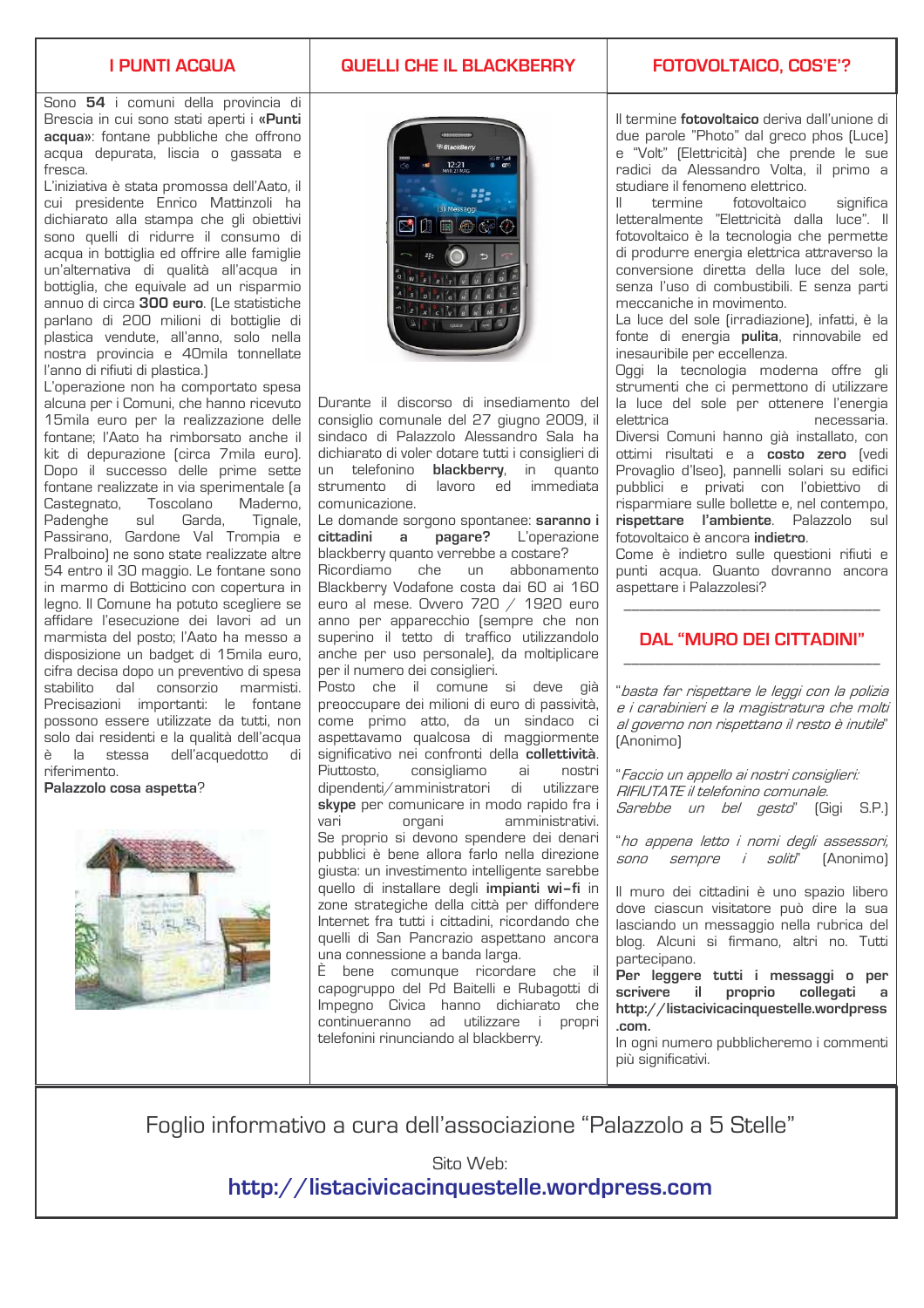## I PUNTI ACQUA

Sono **54** i comuni della provincia di Brescia in cui sono stati aperti i **«Punti acqua»**: fontane pubbliche che offrono acqua depurata, liscia o gassata e fresca.

L'iniziativa è stata promossa dell'Aato, il cui presidente Enrico Mattinzoli ha dichiarato alla stampa che gli obiettivi sono quelli di ridurre il consumo di acqua in bottiglia ed offrire alle famiglie un'alternativa di qualità all'acqua in bottiglia, che equivale ad un risparmio annuo di circa **300 euro**. (Le statistiche parlano di 200 milioni di bottiglie di plastica vendute, all'anno, solo nella nostra provincia e 40mila tonnellate l'anno di rifiuti di plastica.)

L'operazione non ha comportato spesa alcuna per i Comuni, che hanno ricevuto 15mila euro per la realizzazione delle fontane; l'Aato ha rimborsato anche il kit di depurazione (circa 7mila euro). Dopo il successo delle prime sette fontane realizzate in via sperimentale (a Castegnato, Toscolano Maderno, Padenghe sul Garda, Tignale, Passirano, Gardone Val Trompia e Pralboino) ne sono state realizzate altre 54 entro il 30 maggio. Le fontane sono in marmo di Botticino con copertura in legno. Il Comune ha potuto scegliere se affidare l'esecuzione dei lavori ad un marmista del posto; l'Aato ha messo a disposizione un badget di 15mila euro, cifra decisa dopo un preventivo di spesa stabilito dal consorzio marmisti. Precisazioni importanti: le fontane possono essere utilizzate da tutti, non solo dai residenti e la qualità dell'acqua è la stessa dell'acquedotto di riferimento.

**Palazzolo cosa aspetta**?

## QUELLI CHE IL BLACKBERRY

Durante il discorso di insediamento del consiglio comunale del 27 giugno 2009, il sindaco di Palazzolo Alessandro Sala ha dichiarato di voler dotare tutti i consiglieri di un telefonino **blackberry**, in quanto strumento di lavoro ed immediata comunicazione.

Le domande sorgono spontanee: **saranno i cittadini a pagare?** L'operazione blackberry quanto verrebbe a costare?

Ricordiamo che un abbonamento Blackberry Vodafone costa dai 60 ai 160 euro al mese. Ovvero 720 / 1920 euro anno per apparecchio (sempre che non superino il tetto di traffico utilizzandolo anche per uso personale), da moltiplicare per il numero dei consiglieri.

Posto che il comune si deve già preoccupare dei milioni di euro di passività, come primo atto, da un sindaco ci aspettavamo qualcosa di maggiormente significativo nei confronti della **collettività**.

Piuttosto, consigliamo ai nostri dipendenti/amministratori di utilizzare **skype** per comunicare in modo rapido fra i vari organi amministrativi.

Se proprio si devono spendere dei denari pubblici è bene allora farlo nella direzione giusta: un investimento intelligente sarebbe quello di installare degli **impianti wi-fi** in zone strategiche della città per diffondere Internet fra tutti i cittadini, ricordando che quelli di San Pancrazio aspettano ancora una connessione a banda larga.

È bene comunque ricordare che il capogruppo del Pd Baitelli e Rubagotti di Impegno Civica hanno dichiarato che continueranno ad utilizzare i propri telefonini rinunciando al blackberry.

## FOTOVOLTAICO, COS'E'?

Il termine **fotovoltaico** deriva dall'unione di due parole "Photo" dal greco phos (Luce) e "Volt" (Elettricità) che prende le sue radici da Alessandro Volta, il primo a studiare il fenomeno elettrico.

Il termine fotovoltaico significa letteralmente "Elettricità dalla luce". Il fotovoltaico è la tecnologia che permette di produrre energia elettrica attraverso la conversione diretta della luce del sole, senza l'uso di combustibili. E senza parti meccaniche in movimento.

La luce del sole (irradiazione), infatti, è la fonte di energia **pulita**, rinnovabile ed inesauribile per eccellenza.

Oggi la tecnologia moderna offre gli strumenti che ci permettono di utilizzare la luce del sole per ottenere l'energia elettrica necessaria.

Diversi Comuni hanno già installato, con ottimi risultati e a **costo zero** (vedi Provaglio d'Iseo), pannelli solari su edifici pubblici e privati con l'obiettivo di risparmiare sulle bollette e, nel contempo, **rispettare l'ambiente**. Palazzolo sul fotovoltaico è ancora **indietro**.

Come è indietro sulle questioni rifiuti e punti acqua. Quanto dovranno ancora aspettare i Palazzolesi?

## DAL "MURO DEI CITTADINI"

"*basta far rispettare le leggi con la polizia e i carabinieri e la magistratura che molti al governo non rispettano il resto è inutile*" (Anonimo)

"*Faccio un appello ai nostri consiglieri: RIFIUTATE il telefonino comunale. Sarebbe un bel gesto*" (Gigi S.P.)

"*ho appena letto i nomi degli assessori, sono sempre i soliti*" (Anonimo)

Il muro dei cittadini è uno spazio libero dove ciascun visitatore può dire la sua lasciando un messaggio nella rubrica del blog. Alcuni si firmano, altri no. Tutti partecipano.

**Per leggere tutti i messaggi o per scrivere il proprio collegati a http://listacivicacinquestelle.wordpress.com.**

In ogni numero pubblicheremo i commenti più significativi.

---

Foglio informativo a cura dell'associazione "Palazzolo a 5 Stelle"

Sito Web:

**http://listacivicacinquestelle.wordpress.com**